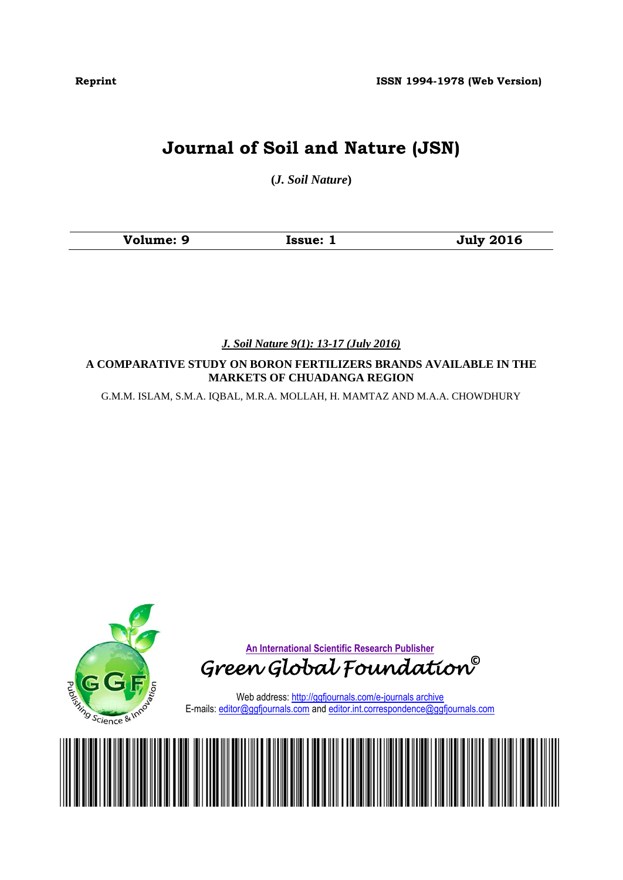Reprint

ISSN 1994-1978 (Web Version)

# Journal of Soil and Nature (JSN)

**(*J. Soil Nature*)**

| Volume: 9 | Issue: 1 | July 2016 |
|---|---|---|

***J. Soil Nature 9(1): 13-17 (July 2016)***

## A COMPARATIVE STUDY ON BORON FERTILIZERS BRANDS AVAILABLE IN THE MARKETS OF CHUADANGA REGION

G.M.M. ISLAM, S.M.A. IQBAL, M.R.A. MOLLAH, H. MAMTAZ AND M.A.A. CHOWDHURY

An International Scientific Research Publisher

*Green Global Foundation©*

Web address: http://ggfjournals.com/e-journals archive

E-mails: editor@ggfjournals.com and editor.int.correspondence@ggfjournals.com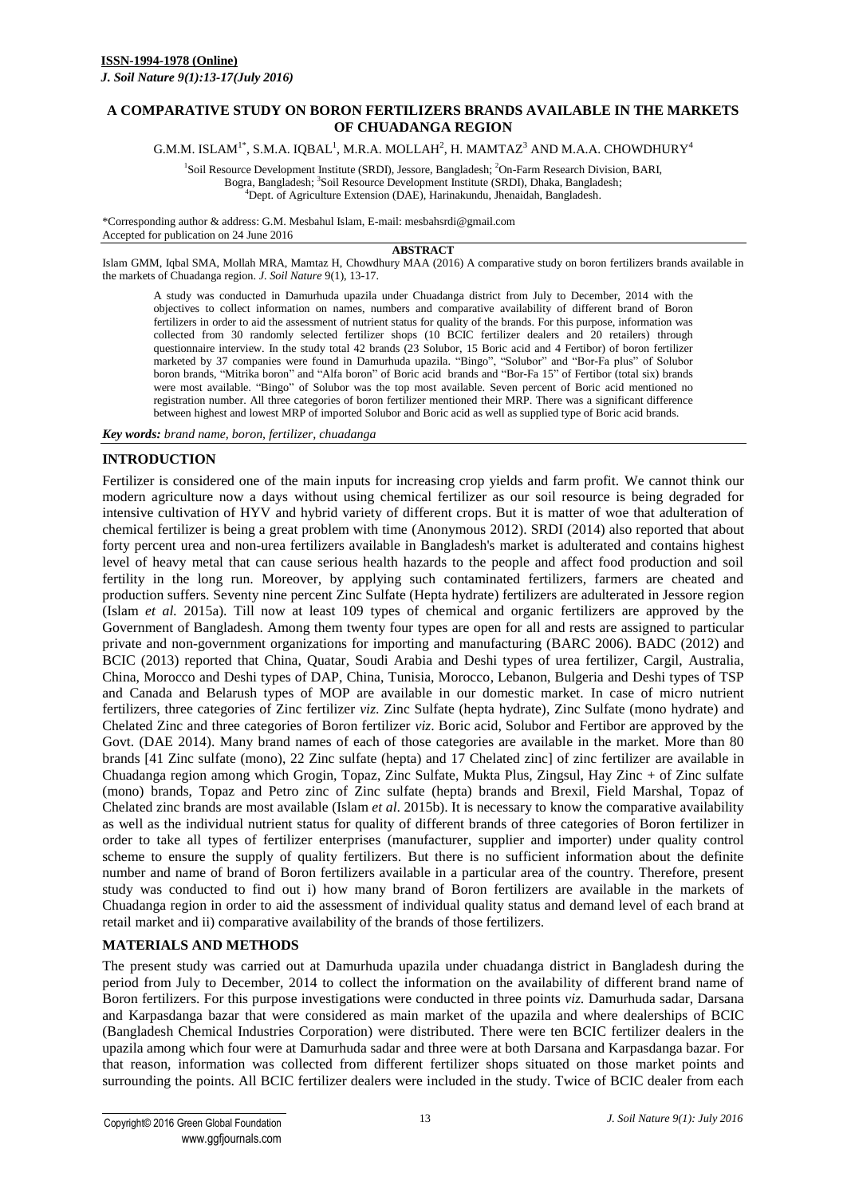**ISSN-1994-1978 (Online)**
*J. Soil Nature 9(1):13-17(July 2016)*

# A COMPARATIVE STUDY ON BORON FERTILIZERS BRANDS AVAILABLE IN THE MARKETS OF CHUADANGA REGION

G.M.M. ISLAM[1*], S.M.A. IQBAL[1], M.R.A. MOLLAH[2], H. MAMTAZ[3] AND M.A.A. CHOWDHURY[4]

[1]Soil Resource Development Institute (SRDI), Jessore, Bangladesh; [2]On-Farm Research Division, BARI, Bogra, Bangladesh; [3]Soil Resource Development Institute (SRDI), Dhaka, Bangladesh; [4]Dept. of Agriculture Extension (DAE), Harinakundu, Jhenaidah, Bangladesh.

*Corresponding author & address: G.M. Mesbahul Islam, E-mail: mesbahsrdi@gmail.com
Accepted for publication on 24 June 2016

## ABSTRACT

Islam GMM, Iqbal SMA, Mollah MRA, Mamtaz H, Chowdhury MAA (2016) A comparative study on boron fertilizers brands available in the markets of Chuadanga region. *J. Soil Nature* 9(1), 13-17.

A study was conducted in Damurhuda upazila under Chuadanga district from July to December, 2014 with the objectives to collect information on names, numbers and comparative availability of different brand of Boron fertilizers in order to aid the assessment of nutrient status for quality of the brands. For this purpose, information was collected from 30 randomly selected fertilizer shops (10 BCIC fertilizer dealers and 20 retailers) through questionnaire interview. In the study total 42 brands (23 Solubor, 15 Boric acid and 4 Fertibor) of boron fertilizer marketed by 37 companies were found in Damurhuda upazila. "Bingo", "Solubor" and "Bor-Fa plus" of Solubor boron brands, "Mitrika boron" and "Alfa boron" of Boric acid brands and "Bor-Fa 15" of Fertibor (total six) brands were most available. "Bingo" of Solubor was the top most available. Seven percent of Boric acid mentioned no registration number. All three categories of boron fertilizer mentioned their MRP. There was a significant difference between highest and lowest MRP of imported Solubor and Boric acid as well as supplied type of Boric acid brands.

***Key words:*** *brand name, boron, fertilizer, chuadanga*

## INTRODUCTION

Fertilizer is considered one of the main inputs for increasing crop yields and farm profit. We cannot think our modern agriculture now a days without using chemical fertilizer as our soil resource is being degraded for intensive cultivation of HYV and hybrid variety of different crops. But it is matter of woe that adulteration of chemical fertilizer is being a great problem with time (Anonymous 2012). SRDI (2014) also reported that about forty percent urea and non-urea fertilizers available in Bangladesh's market is adulterated and contains highest level of heavy metal that can cause serious health hazards to the people and affect food production and soil fertility in the long run. Moreover, by applying such contaminated fertilizers, farmers are cheated and production suffers. Seventy nine percent Zinc Sulfate (Hepta hydrate) fertilizers are adulterated in Jessore region (Islam *et al.* 2015a). Till now at least 109 types of chemical and organic fertilizers are approved by the Government of Bangladesh. Among them twenty four types are open for all and rests are assigned to particular private and non-government organizations for importing and manufacturing (BARC 2006). BADC (2012) and BCIC (2013) reported that China, Quatar, Soudi Arabia and Deshi types of urea fertilizer, Cargil, Australia, China, Morocco and Deshi types of DAP, China, Tunisia, Morocco, Lebanon, Bulgeria and Deshi types of TSP and Canada and Belarush types of MOP are available in our domestic market. In case of micro nutrient fertilizers, three categories of Zinc fertilizer *viz.* Zinc Sulfate (hepta hydrate), Zinc Sulfate (mono hydrate) and Chelated Zinc and three categories of Boron fertilizer *viz.* Boric acid, Solubor and Fertibor are approved by the Govt. (DAE 2014). Many brand names of each of those categories are available in the market. More than 80 brands [41 Zinc sulfate (mono), 22 Zinc sulfate (hepta) and 17 Chelated zinc] of zinc fertilizer are available in Chuadanga region among which Grogin, Topaz, Zinc Sulfate, Mukta Plus, Zingsul, Hay Zinc + of Zinc sulfate (mono) brands, Topaz and Petro zinc of Zinc sulfate (hepta) brands and Brexil, Field Marshal, Topaz of Chelated zinc brands are most available (Islam *et al.* 2015b). It is necessary to know the comparative availability as well as the individual nutrient status for quality of different brands of three categories of Boron fertilizer in order to take all types of fertilizer enterprises (manufacturer, supplier and importer) under quality control scheme to ensure the supply of quality fertilizers. But there is no sufficient information about the definite number and name of brand of Boron fertilizers available in a particular area of the country. Therefore, present study was conducted to find out i) how many brand of Boron fertilizers are available in the markets of Chuadanga region in order to aid the assessment of individual quality status and demand level of each brand at retail market and ii) comparative availability of the brands of those fertilizers.

## MATERIALS AND METHODS

The present study was carried out at Damurhuda upazila under chuadanga district in Bangladesh during the period from July to December, 2014 to collect the information on the availability of different brand name of Boron fertilizers. For this purpose investigations were conducted in three points *viz.* Damurhuda sadar, Darsana and Karpasdanga bazar that were considered as main market of the upazila and where dealerships of BCIC (Bangladesh Chemical Industries Corporation) were distributed. There were ten BCIC fertilizer dealers in the upazila among which four were at Damurhuda sadar and three were at both Darsana and Karpasdanga bazar. For that reason, information was collected from different fertilizer shops situated on those market points and surrounding the points. All BCIC fertilizer dealers were included in the study. Twice of BCIC dealer from each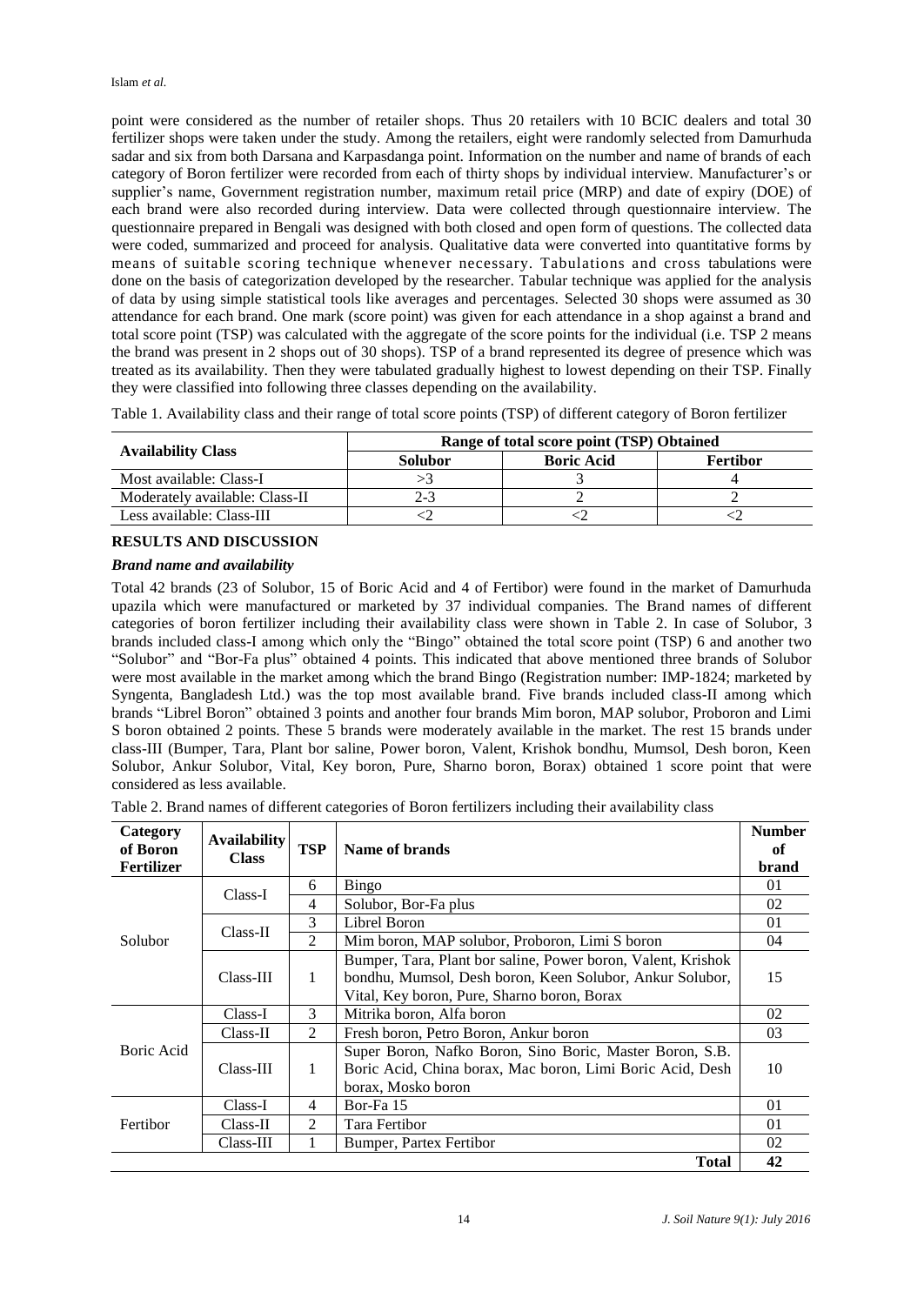point were considered as the number of retailer shops. Thus 20 retailers with 10 BCIC dealers and total 30 fertilizer shops were taken under the study. Among the retailers, eight were randomly selected from Damurhuda sadar and six from both Darsana and Karpasdanga point. Information on the number and name of brands of each category of Boron fertilizer were recorded from each of thirty shops by individual interview. Manufacturer's or supplier's name, Government registration number, maximum retail price (MRP) and date of expiry (DOE) of each brand were also recorded during interview. Data were collected through questionnaire interview. The questionnaire prepared in Bengali was designed with both closed and open form of questions. The collected data were coded, summarized and proceed for analysis. Qualitative data were converted into quantitative forms by means of suitable scoring technique whenever necessary. Tabulations and cross tabulations were done on the basis of categorization developed by the researcher. Tabular technique was applied for the analysis of data by using simple statistical tools like averages and percentages. Selected 30 shops were assumed as 30 attendance for each brand. One mark (score point) was given for each attendance in a shop against a brand and total score point (TSP) was calculated with the aggregate of the score points for the individual (i.e. TSP 2 means the brand was present in 2 shops out of 30 shops). TSP of a brand represented its degree of presence which was treated as its availability. Then they were tabulated gradually highest to lowest depending on their TSP. Finally they were classified into following three classes depending on the availability.

Table 1. Availability class and their range of total score points (TSP) of different category of Boron fertilizer

| Availability Class | Range of total score point (TSP) Obtained | | |
|---|---|---|---|
| | **Solubor** | **Boric Acid** | **Fertibor** |
| Most available: Class-I | >3 | 3 | 4 |
| Moderately available: Class-II | 2-3 | 2 | 2 |
| Less available: Class-III | <2 | <2 | <2 |

## RESULTS AND DISCUSSION

### *Brand name and availability*

Total 42 brands (23 of Solubor, 15 of Boric Acid and 4 of Fertibor) were found in the market of Damurhuda upazila which were manufactured or marketed by 37 individual companies. The Brand names of different categories of boron fertilizer including their availability class were shown in Table 2. In case of Solubor, 3 brands included class-I among which only the "Bingo" obtained the total score point (TSP) 6 and another two "Solubor" and "Bor-Fa plus" obtained 4 points. This indicated that above mentioned three brands of Solubor were most available in the market among which the brand Bingo (Registration number: IMP-1824; marketed by Syngenta, Bangladesh Ltd.) was the top most available brand. Five brands included class-II among which brands "Librel Boron" obtained 3 points and another four brands Mim boron, MAP solubor, Proboron and Limi S boron obtained 2 points. These 5 brands were moderately available in the market. The rest 15 brands under class-III (Bumper, Tara, Plant bor saline, Power boron, Valent, Krishok bondhu, Mumsol, Desh boron, Keen Solubor, Ankur Solubor, Vital, Key boron, Pure, Sharno boron, Borax) obtained 1 score point that were considered as less available.

Table 2. Brand names of different categories of Boron fertilizers including their availability class

| Category of Boron Fertilizer | Availability Class | TSP | Name of brands | Number of brand |
|---|---|---|---|---|
| Solubor | Class-I | 6 | Bingo | 01 |
| | | 4 | Solubor, Bor-Fa plus | 02 |
| | Class-II | 3 | Librel Boron | 01 |
| | | 2 | Mim boron, MAP solubor, Proboron, Limi S boron | 04 |
| | Class-III | 1 | Bumper, Tara, Plant bor saline, Power boron, Valent, Krishok bondhu, Mumsol, Desh boron, Keen Solubor, Ankur Solubor, Vital, Key boron, Pure, Sharno boron, Borax | 15 |
| Boric Acid | Class-I | 3 | Mitrika boron, Alfa boron | 02 |
| | Class-II | 2 | Fresh boron, Petro Boron, Ankur boron | 03 |
| | Class-III | 1 | Super Boron, Nafko Boron, Sino Boric, Master Boron, S.B. Boric Acid, China borax, Mac boron, Limi Boric Acid, Desh borax, Mosko boron | 10 |
| Fertibor | Class-I | 4 | Bor-Fa 15 | 01 |
| | Class-II | 2 | Tara Fertibor | 01 |
| | Class-III | 1 | Bumper, Partex Fertibor | 02 |
| | | | **Total** | **42** |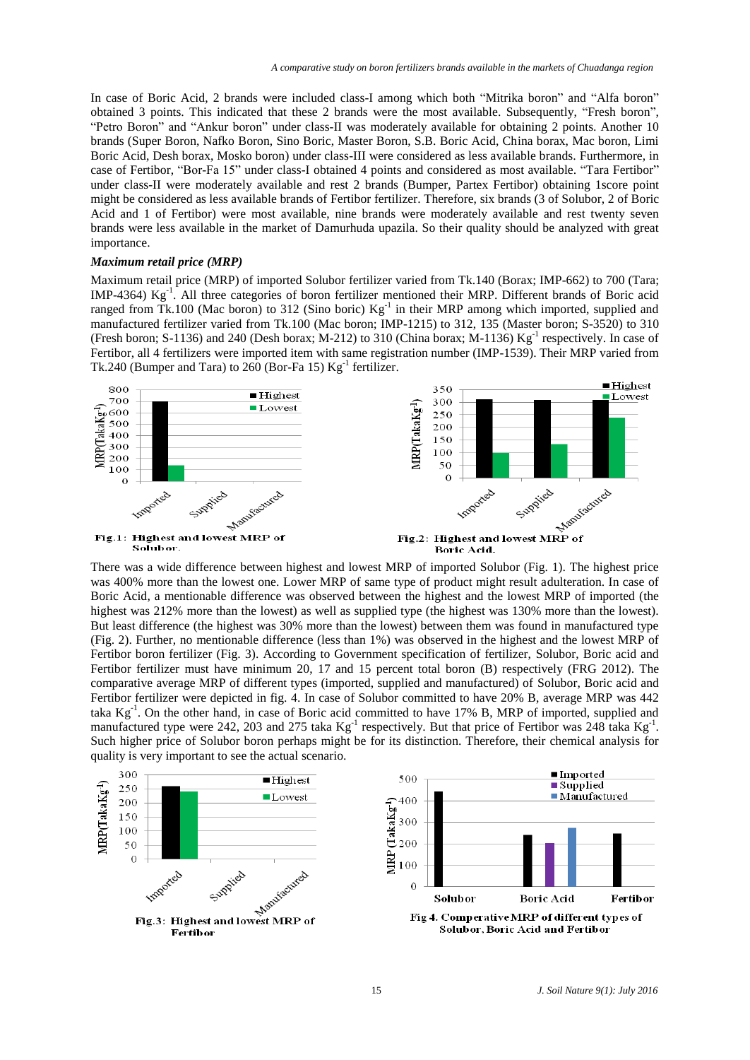In case of Boric Acid, 2 brands were included class-I among which both "Mitrika boron" and "Alfa boron" obtained 3 points. This indicated that these 2 brands were the most available. Subsequently, "Fresh boron", "Petro Boron" and "Ankur boron" under class-II was moderately available for obtaining 2 points. Another 10 brands (Super Boron, Nafko Boron, Sino Boric, Master Boron, S.B. Boric Acid, China borax, Mac boron, Limi Boric Acid, Desh borax, Mosko boron) under class-III were considered as less available brands. Furthermore, in case of Fertibor, "Bor-Fa 15" under class-I obtained 4 points and considered as most available. "Tara Fertibor" under class-II were moderately available and rest 2 brands (Bumper, Partex Fertibor) obtaining 1score point might be considered as less available brands of Fertibor fertilizer. Therefore, six brands (3 of Solubor, 2 of Boric Acid and 1 of Fertibor) were most available, nine brands were moderately available and rest twenty seven brands were less available in the market of Damurhuda upazila. So their quality should be analyzed with great importance.

### *Maximum retail price (MRP)*

Maximum retail price (MRP) of imported Solubor fertilizer varied from Tk.140 (Borax; IMP-662) to 700 (Tara; IMP-4364) $Kg^{-1}$. All three categories of boron fertilizer mentioned their MRP. Different brands of Boric acid ranged from Tk.100 (Mac boron) to 312 (Sino boric) $Kg^{-1}$ in their MRP among which imported, supplied and manufactured fertilizer varied from Tk.100 (Mac boron; IMP-1215) to 312, 135 (Master boron; S-3520) to 310 (Fresh boron; S-1136) and 240 (Desh borax; M-212) to 310 (China borax; M-1136) $Kg^{-1}$ respectively. In case of Fertibor, all 4 fertilizers were imported item with same registration number (IMP-1539). Their MRP varied from Tk.240 (Bumper and Tara) to 260 (Bor-Fa 15) $Kg^{-1}$ fertilizer.

**Fig.1: Highest and lowest MRP of Solubor.**

**Fig.2: Highest and lowest MRP of Boric Acid.**

There was a wide difference between highest and lowest MRP of imported Solubor (Fig. 1). The highest price was 400% more than the lowest one. Lower MRP of same type of product might result adulteration. In case of Boric Acid, a mentionable difference was observed between the highest and the lowest MRP of imported (the highest was 212% more than the lowest) as well as supplied type (the highest was 130% more than the lowest). But least difference (the highest was 30% more than the lowest) between them was found in manufactured type (Fig. 2). Further, no mentionable difference (less than 1%) was observed in the highest and the lowest MRP of Fertibor boron fertilizer (Fig. 3). According to Government specification of fertilizer, Solubor, Boric acid and Fertibor fertilizer must have minimum 20, 17 and 15 percent total boron (B) respectively (FRG 2012). The comparative average MRP of different types (imported, supplied and manufactured) of Solubor, Boric acid and Fertibor fertilizer were depicted in fig. 4. In case of Solubor committed to have 20% B, average MRP was 442 taka $Kg^{-1}$. On the other hand, in case of Boric acid committed to have 17% B, MRP of imported, supplied and manufactured type were 242, 203 and 275 taka $Kg^{-1}$ respectively. But that price of Fertibor was 248 taka $Kg^{-1}$. Such higher price of Solubor boron perhaps might be for its distinction. Therefore, their chemical analysis for quality is very important to see the actual scenario.

**Fig.3: Highest and lowest MRP of Fertibor**

**Fig 4. Comperative MRP of different types of Solubor, Boric Acid and Fertibor**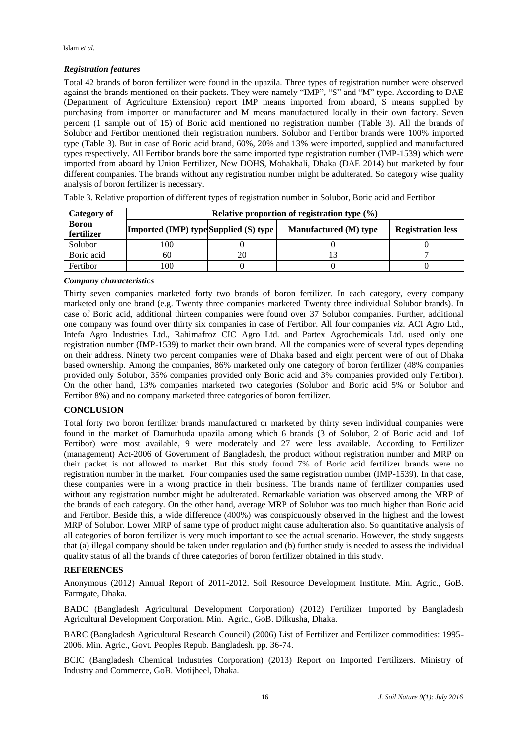### *Registration features*

Total 42 brands of boron fertilizer were found in the upazila. Three types of registration number were observed against the brands mentioned on their packets. They were namely "IMP", "S" and "M" type. According to DAE (Department of Agriculture Extension) report IMP means imported from aboard, S means supplied by purchasing from importer or manufacturer and M means manufactured locally in their own factory. Seven percent (1 sample out of 15) of Boric acid mentioned no registration number (Table 3). All the brands of Solubor and Fertibor mentioned their registration numbers. Solubor and Fertibor brands were 100% imported type (Table 3). But in case of Boric acid brand, 60%, 20% and 13% were imported, supplied and manufactured types respectively. All Fertibor brands bore the same imported type registration number (IMP-1539) which were imported from aboard by Union Fertilizer, New DOHS, Mohakhali, Dhaka (DAE 2014) but marketed by four different companies. The brands without any registration number might be adulterated. So category wise quality analysis of boron fertilizer is necessary.

Table 3. Relative proportion of different types of registration number in Solubor, Boric acid and Fertibor

| Category of Boron fertilizer | Relative proportion of registration type (%) | | | |
|---|---|---|---|---|
| | Imported (IMP) type | Supplied (S) type | Manufactured (M) type | Registration less |
| Solubor | 100 | 0 | 0 | 0 |
| Boric acid | 60 | 20 | 13 | 7 |
| Fertibor | 100 | 0 | 0 | 0 |

### *Company characteristics*

Thirty seven companies marketed forty two brands of boron fertilizer. In each category, every company marketed only one brand (e.g. Twenty three companies marketed Twenty three individual Solubor brands). In case of Boric acid, additional thirteen companies were found over 37 Solubor companies. Further, additional one company was found over thirty six companies in case of Fertibor. All four companies *viz.* ACI Agro Ltd., Intefa Agro Industries Ltd., Rahimafroz CIC Agro Ltd. and Partex Agrochemicals Ltd. used only one registration number (IMP-1539) to market their own brand. All the companies were of several types depending on their address. Ninety two percent companies were of Dhaka based and eight percent were of out of Dhaka based ownership. Among the companies, 86% marketed only one category of boron fertilizer (48% companies provided only Solubor, 35% companies provided only Boric acid and 3% companies provided only Fertibor). On the other hand, 13% companies marketed two categories (Solubor and Boric acid 5% or Solubor and Fertibor 8%) and no company marketed three categories of boron fertilizer.

## CONCLUSION

Total forty two boron fertilizer brands manufactured or marketed by thirty seven individual companies were found in the market of Damurhuda upazila among which 6 brands (3 of Solubor, 2 of Boric acid and 1of Fertibor) were most available, 9 were moderately and 27 were less available. According to Fertilizer (management) Act-2006 of Government of Bangladesh, the product without registration number and MRP on their packet is not allowed to market. But this study found 7% of Boric acid fertilizer brands were no registration number in the market. Four companies used the same registration number (IMP-1539). In that case, these companies were in a wrong practice in their business. The brands name of fertilizer companies used without any registration number might be adulterated. Remarkable variation was observed among the MRP of the brands of each category. On the other hand, average MRP of Solubor was too much higher than Boric acid and Fertibor. Beside this, a wide difference (400%) was conspicuously observed in the highest and the lowest MRP of Solubor. Lower MRP of same type of product might cause adulteration also. So quantitative analysis of all categories of boron fertilizer is very much important to see the actual scenario. However, the study suggests that (a) illegal company should be taken under regulation and (b) further study is needed to assess the individual quality status of all the brands of three categories of boron fertilizer obtained in this study.

## REFERENCES

Anonymous (2012) Annual Report of 2011-2012. Soil Resource Development Institute. Min. Agric., GoB. Farmgate, Dhaka.

BADC (Bangladesh Agricultural Development Corporation) (2012) Fertilizer Imported by Bangladesh Agricultural Development Corporation. Min. Agric., GoB. Dilkusha, Dhaka.

BARC (Bangladesh Agricultural Research Council) (2006) List of Fertilizer and Fertilizer commodities: 1995-2006. Min. Agric., Govt. Peoples Repub. Bangladesh. pp. 36-74.

BCIC (Bangladesh Chemical Industries Corporation) (2013) Report on Imported Fertilizers. Ministry of Industry and Commerce, GoB. Motijheel, Dhaka.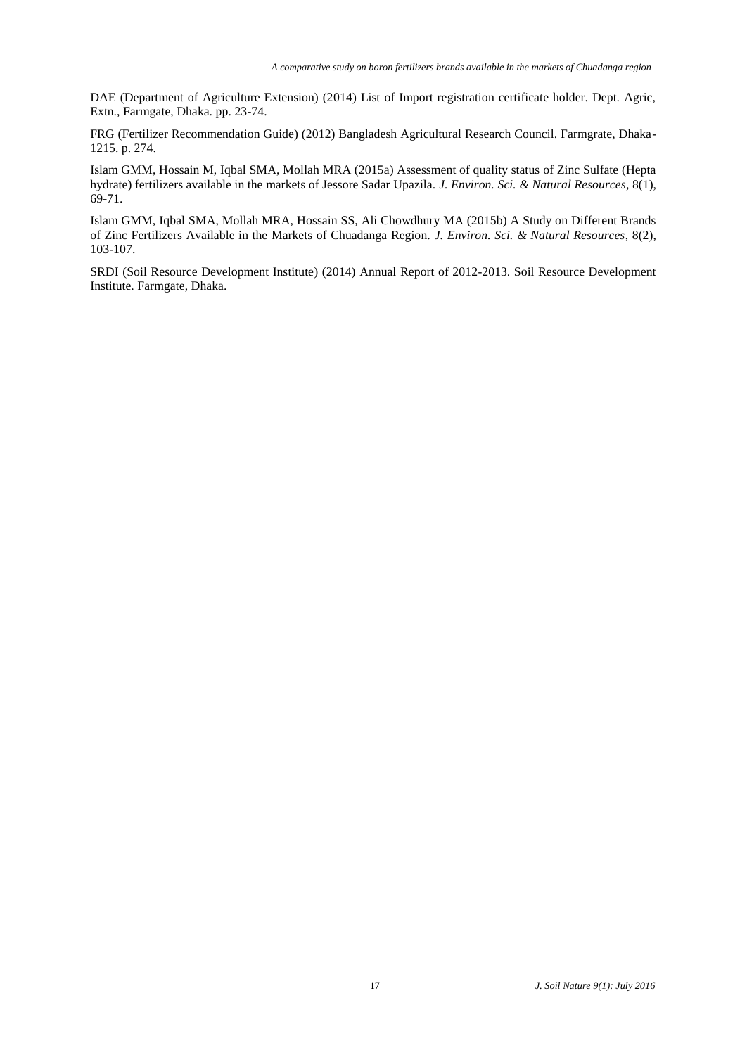DAE (Department of Agriculture Extension) (2014) List of Import registration certificate holder. Dept. Agric, Extn., Farmgate, Dhaka. pp. 23-74.

FRG (Fertilizer Recommendation Guide) (2012) Bangladesh Agricultural Research Council. Farmgrate, Dhaka-1215. p. 274.

Islam GMM, Hossain M, Iqbal SMA, Mollah MRA (2015a) Assessment of quality status of Zinc Sulfate (Hepta hydrate) fertilizers available in the markets of Jessore Sadar Upazila. *J. Environ. Sci. & Natural Resources*, 8(1), 69-71.

Islam GMM, Iqbal SMA, Mollah MRA, Hossain SS, Ali Chowdhury MA (2015b) A Study on Different Brands of Zinc Fertilizers Available in the Markets of Chuadanga Region. *J. Environ. Sci. & Natural Resources*, 8(2), 103-107.

SRDI (Soil Resource Development Institute) (2014) Annual Report of 2012-2013. Soil Resource Development Institute. Farmgate, Dhaka.